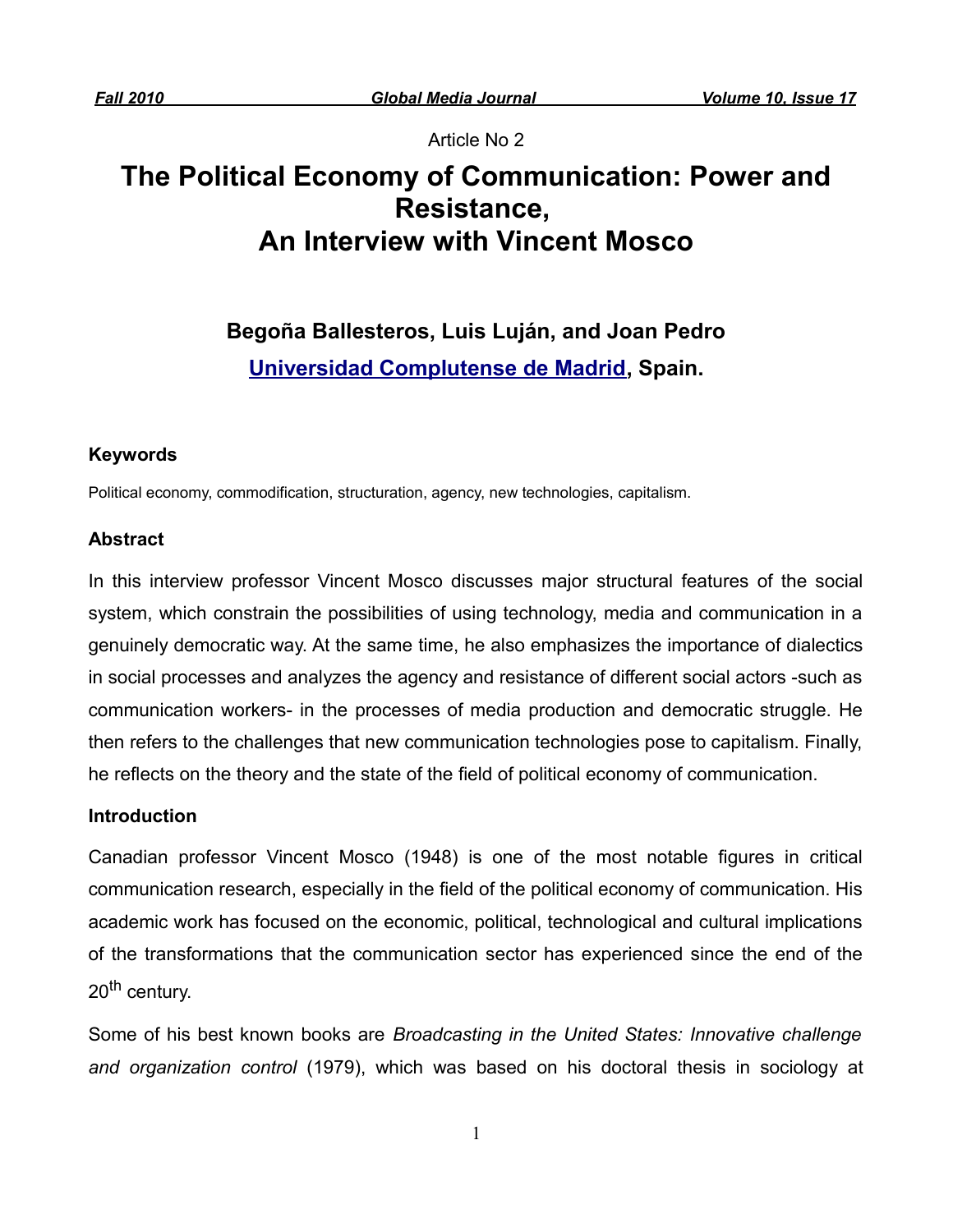Article No 2

# The Political Economy of Communication: Power and Resistance, An Interview with Vincent Mosco

**Begoña Ballesteros, Luis Luján, and Joan Pedro**

**[Universidad Complutense de Madrid](), Spain.**

### Keywords

Political economy, commodification, structuration, agency, new technologies, capitalism.

### Abstract

In this interview professor Vincent Mosco discusses major structural features of the social system, which constrain the possibilities of using technology, media and communication in a genuinely democratic way. At the same time, he also emphasizes the importance of dialectics in social processes and analyzes the agency and resistance of different social actors -such as communication workers- in the processes of media production and democratic struggle. He then refers to the challenges that new communication technologies pose to capitalism. Finally, he reflects on the theory and the state of the field of political economy of communication.

### Introduction

Canadian professor Vincent Mosco (1948) is one of the most notable figures in critical communication research, especially in the field of the political economy of communication. His academic work has focused on the economic, political, technological and cultural implications of the transformations that the communication sector has experienced since the end of the 20th century.

Some of his best known books are *Broadcasting in the United States: Innovative challenge and organization control* (1979), which was based on his doctoral thesis in sociology at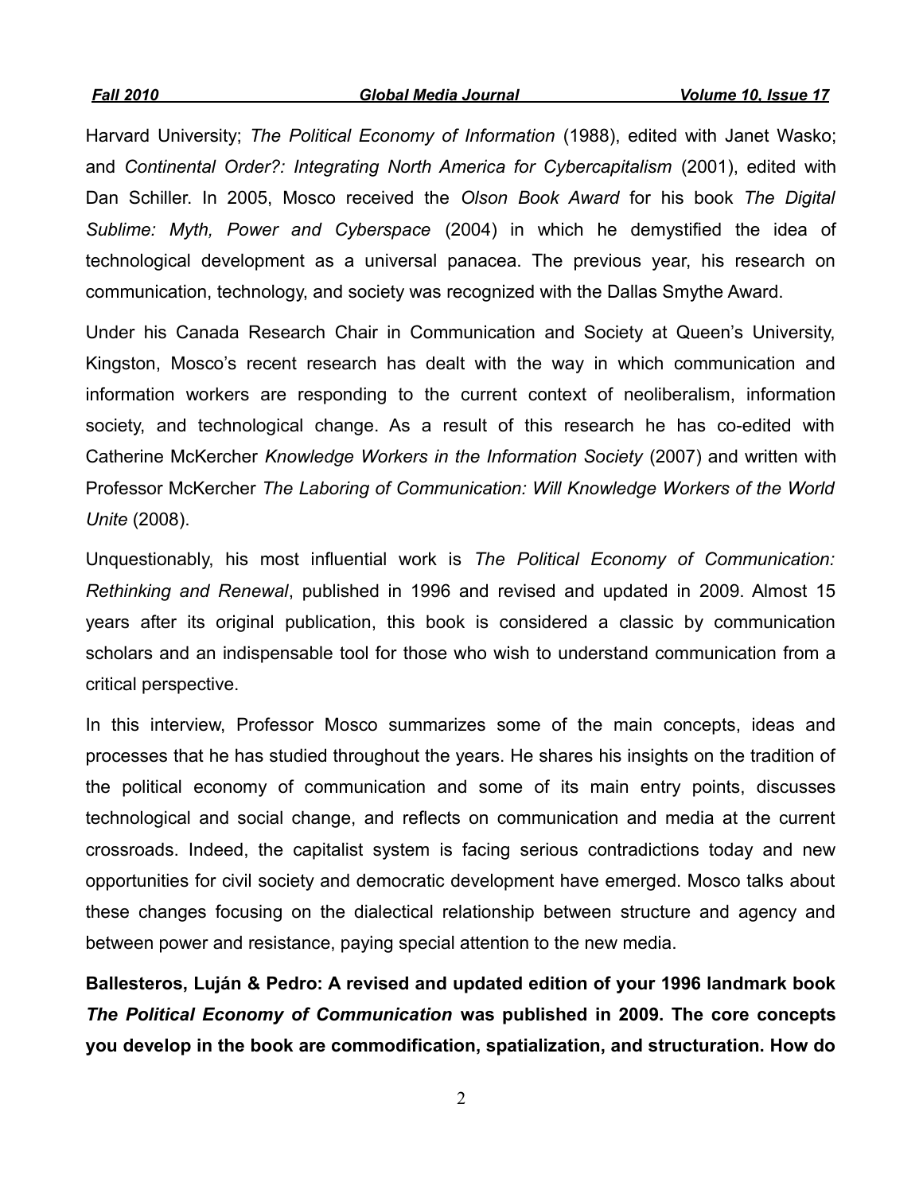Harvard University; *The Political Economy of Information* (1988), edited with Janet Wasko; and *Continental Order?: Integrating North America for Cybercapitalism* (2001), edited with Dan Schiller. In 2005, Mosco received the *Olson Book Award* for his book *The Digital Sublime: Myth, Power and Cyberspace* (2004) in which he demystified the idea of technological development as a universal panacea. The previous year, his research on communication, technology, and society was recognized with the Dallas Smythe Award.

Under his Canada Research Chair in Communication and Society at Queen's University, Kingston, Mosco's recent research has dealt with the way in which communication and information workers are responding to the current context of neoliberalism, information society, and technological change. As a result of this research he has co-edited with Catherine McKercher *Knowledge Workers in the Information Society* (2007) and written with Professor McKercher *The Laboring of Communication: Will Knowledge Workers of the World Unite* (2008).

Unquestionably, his most influential work is *The Political Economy of Communication: Rethinking and Renewal*, published in 1996 and revised and updated in 2009. Almost 15 years after its original publication, this book is considered a classic by communication scholars and an indispensable tool for those who wish to understand communication from a critical perspective.

In this interview, Professor Mosco summarizes some of the main concepts, ideas and processes that he has studied throughout the years. He shares his insights on the tradition of the political economy of communication and some of its main entry points, discusses technological and social change, and reflects on communication and media at the current crossroads. Indeed, the capitalist system is facing serious contradictions today and new opportunities for civil society and democratic development have emerged. Mosco talks about these changes focusing on the dialectical relationship between structure and agency and between power and resistance, paying special attention to the new media.

**Ballesteros, Luján & Pedro: A revised and updated edition of your 1996 landmark book *The Political Economy of Communication* was published in 2009. The core concepts you develop in the book are commodification, spatialization, and structuration. How do**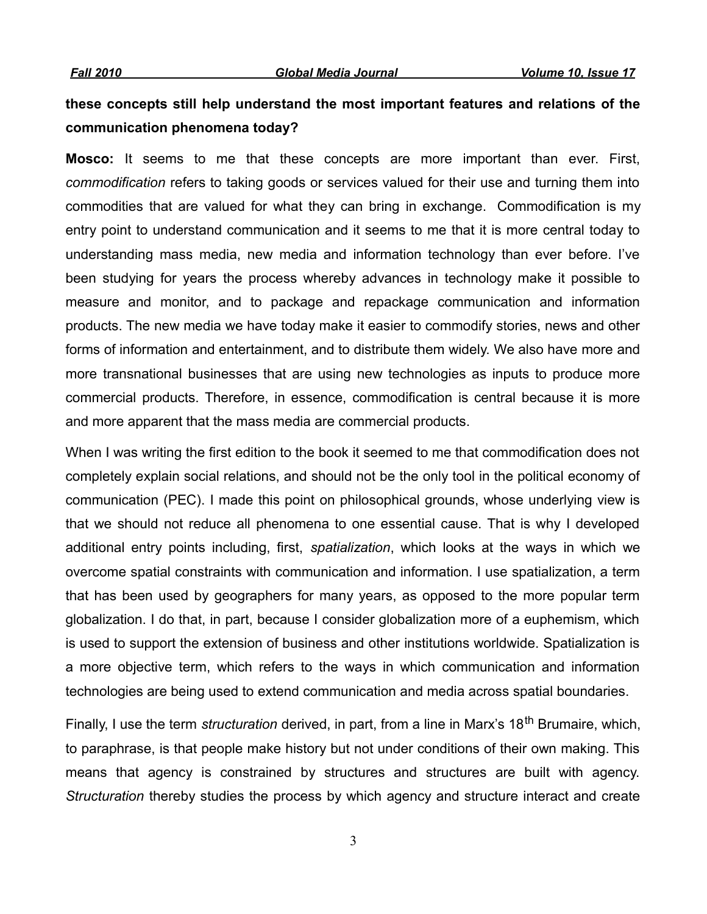**these concepts still help understand the most important features and relations of the communication phenomena today?**

**Mosco:** It seems to me that these concepts are more important than ever. First, *commodification* refers to taking goods or services valued for their use and turning them into commodities that are valued for what they can bring in exchange. Commodification is my entry point to understand communication and it seems to me that it is more central today to understanding mass media, new media and information technology than ever before. I've been studying for years the process whereby advances in technology make it possible to measure and monitor, and to package and repackage communication and information products. The new media we have today make it easier to commodify stories, news and other forms of information and entertainment, and to distribute them widely. We also have more and more transnational businesses that are using new technologies as inputs to produce more commercial products. Therefore, in essence, commodification is central because it is more and more apparent that the mass media are commercial products.

When I was writing the first edition to the book it seemed to me that commodification does not completely explain social relations, and should not be the only tool in the political economy of communication (PEC). I made this point on philosophical grounds, whose underlying view is that we should not reduce all phenomena to one essential cause. That is why I developed additional entry points including, first, *spatialization*, which looks at the ways in which we overcome spatial constraints with communication and information. I use spatialization, a term that has been used by geographers for many years, as opposed to the more popular term globalization. I do that, in part, because I consider globalization more of a euphemism, which is used to support the extension of business and other institutions worldwide. Spatialization is a more objective term, which refers to the ways in which communication and information technologies are being used to extend communication and media across spatial boundaries.

Finally, I use the term *structuration* derived, in part, from a line in Marx's 18th Brumaire, which, to paraphrase, is that people make history but not under conditions of their own making. This means that agency is constrained by structures and structures are built with agency. *Structuration* thereby studies the process by which agency and structure interact and create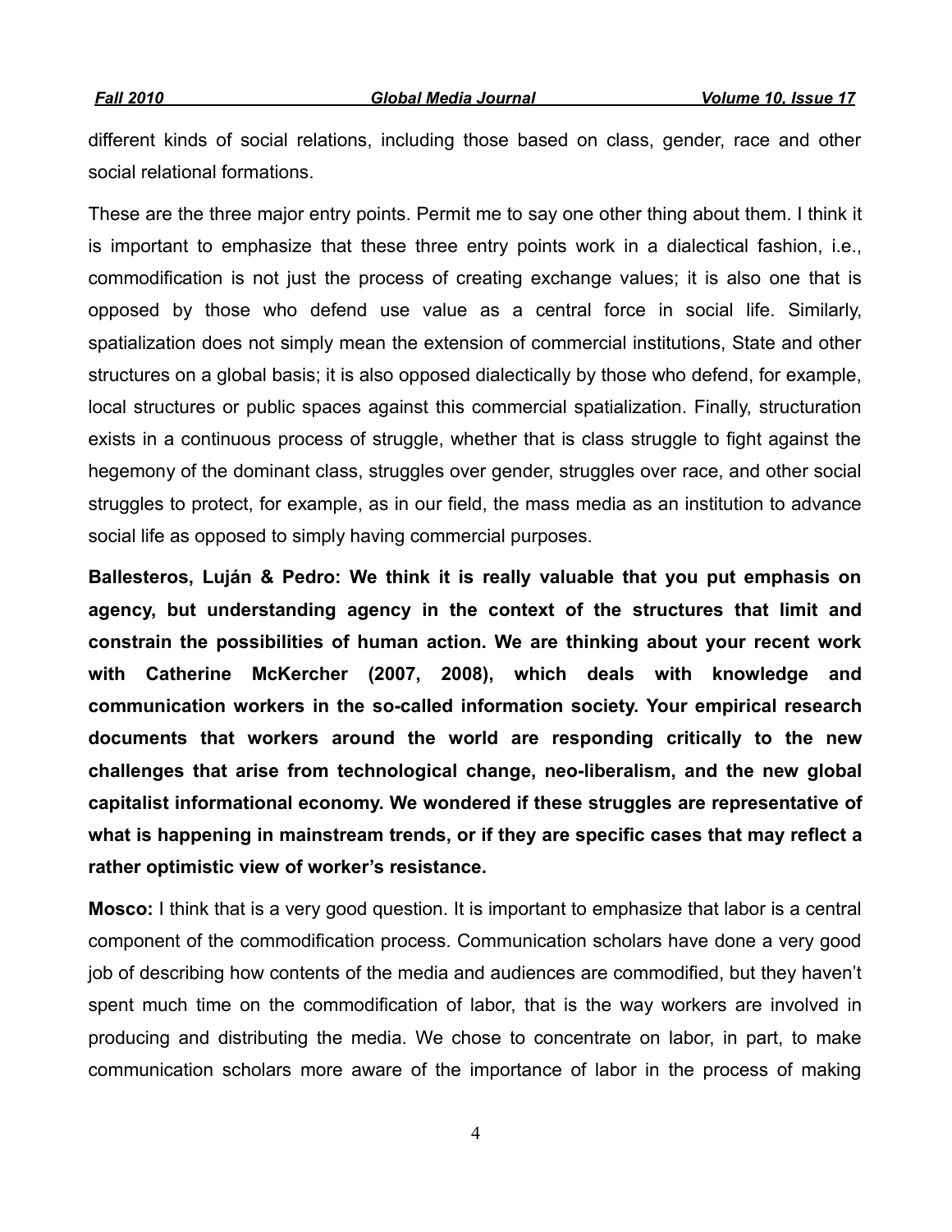different kinds of social relations, including those based on class, gender, race and other social relational formations.

These are the three major entry points. Permit me to say one other thing about them. I think it is important to emphasize that these three entry points work in a dialectical fashion, i.e., commodification is not just the process of creating exchange values; it is also one that is opposed by those who defend use value as a central force in social life. Similarly, spatialization does not simply mean the extension of commercial institutions, State and other structures on a global basis; it is also opposed dialectically by those who defend, for example, local structures or public spaces against this commercial spatialization. Finally, structuration exists in a continuous process of struggle, whether that is class struggle to fight against the hegemony of the dominant class, struggles over gender, struggles over race, and other social struggles to protect, for example, as in our field, the mass media as an institution to advance social life as opposed to simply having commercial purposes.

**Ballesteros, Luján & Pedro: We think it is really valuable that you put emphasis on agency, but understanding agency in the context of the structures that limit and constrain the possibilities of human action. We are thinking about your recent work with Catherine McKercher (2007, 2008), which deals with knowledge and communication workers in the so-called information society. Your empirical research documents that workers around the world are responding critically to the new challenges that arise from technological change, neo-liberalism, and the new global capitalist informational economy. We wondered if these struggles are representative of what is happening in mainstream trends, or if they are specific cases that may reflect a rather optimistic view of worker's resistance.**

**Mosco:** I think that is a very good question. It is important to emphasize that labor is a central component of the commodification process. Communication scholars have done a very good job of describing how contents of the media and audiences are commodified, but they haven't spent much time on the commodification of labor, that is the way workers are involved in producing and distributing the media. We chose to concentrate on labor, in part, to make communication scholars more aware of the importance of labor in the process of making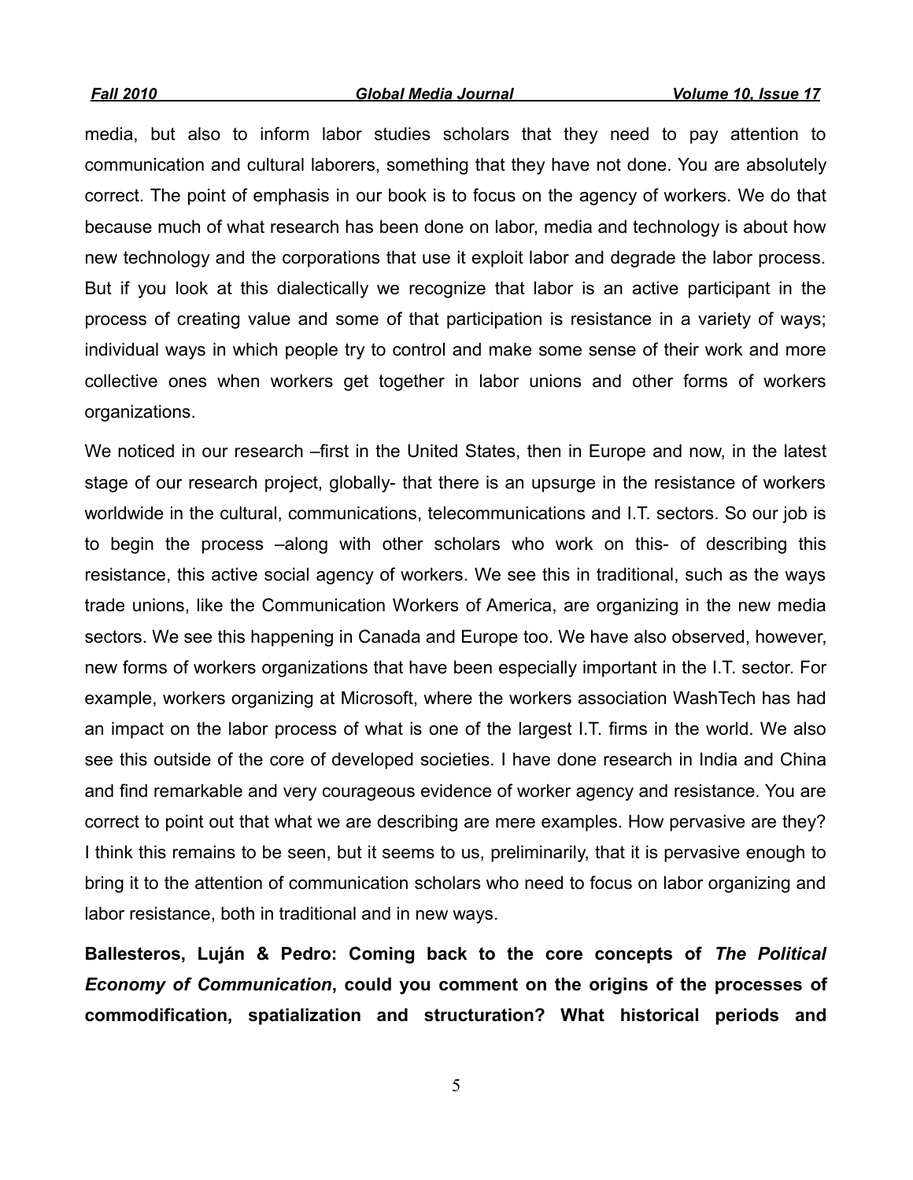media, but also to inform labor studies scholars that they need to pay attention to communication and cultural laborers, something that they have not done. You are absolutely correct. The point of emphasis in our book is to focus on the agency of workers. We do that because much of what research has been done on labor, media and technology is about how new technology and the corporations that use it exploit labor and degrade the labor process. But if you look at this dialectically we recognize that labor is an active participant in the process of creating value and some of that participation is resistance in a variety of ways; individual ways in which people try to control and make some sense of their work and more collective ones when workers get together in labor unions and other forms of workers organizations.

We noticed in our research –first in the United States, then in Europe and now, in the latest stage of our research project, globally- that there is an upsurge in the resistance of workers worldwide in the cultural, communications, telecommunications and I.T. sectors. So our job is to begin the process –along with other scholars who work on this- of describing this resistance, this active social agency of workers. We see this in traditional, such as the ways trade unions, like the Communication Workers of America, are organizing in the new media sectors. We see this happening in Canada and Europe too. We have also observed, however, new forms of workers organizations that have been especially important in the I.T. sector. For example, workers organizing at Microsoft, where the workers association WashTech has had an impact on the labor process of what is one of the largest I.T. firms in the world. We also see this outside of the core of developed societies. I have done research in India and China and find remarkable and very courageous evidence of worker agency and resistance. You are correct to point out that what we are describing are mere examples. How pervasive are they? I think this remains to be seen, but it seems to us, preliminarily, that it is pervasive enough to bring it to the attention of communication scholars who need to focus on labor organizing and labor resistance, both in traditional and in new ways.

**Ballesteros, Luján & Pedro: Coming back to the core concepts of *The Political Economy of Communication*, could you comment on the origins of the processes of commodification, spatialization and structuration? What historical periods and**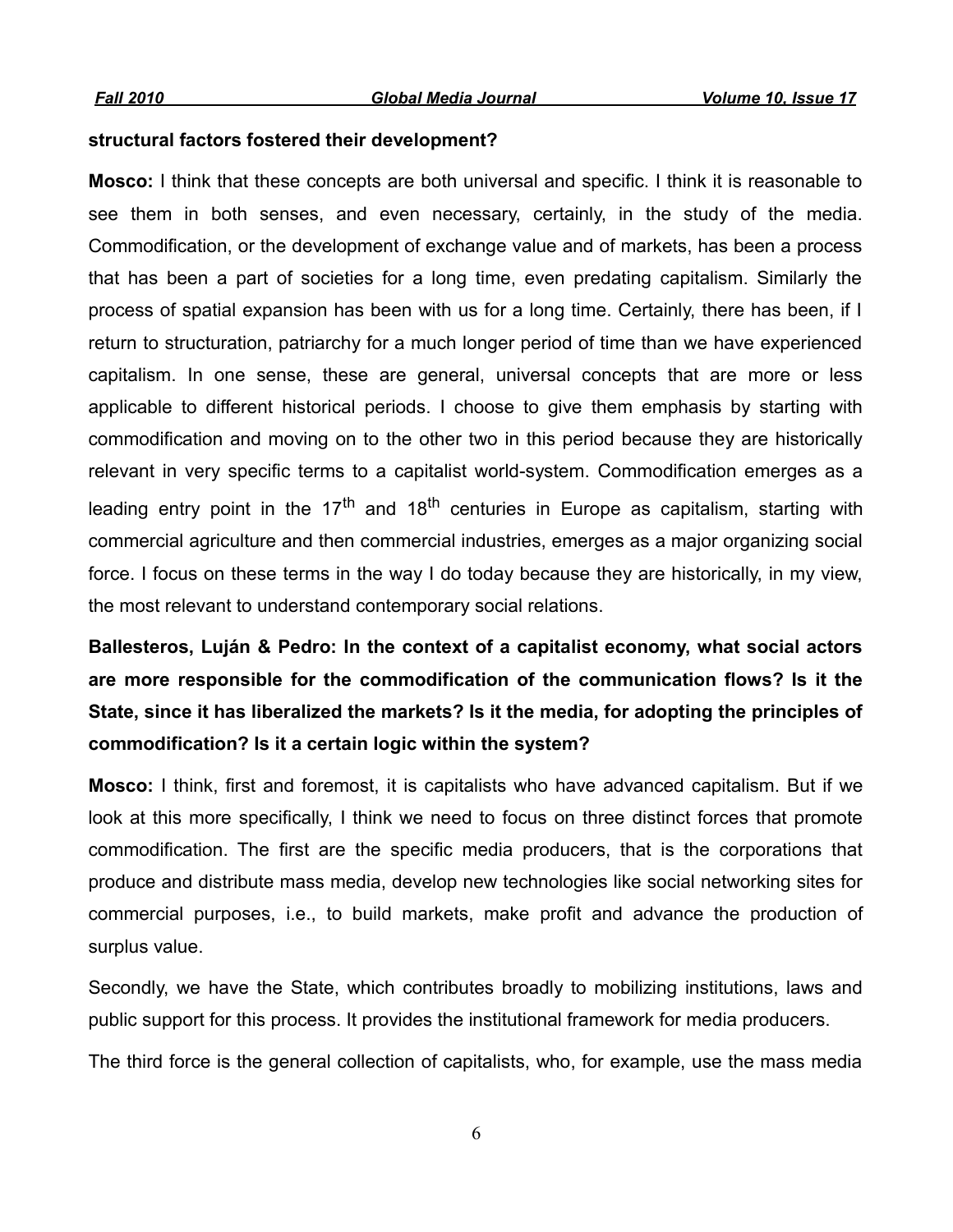**structural factors fostered their development?**

**Mosco:** I think that these concepts are both universal and specific. I think it is reasonable to see them in both senses, and even necessary, certainly, in the study of the media. Commodification, or the development of exchange value and of markets, has been a process that has been a part of societies for a long time, even predating capitalism. Similarly the process of spatial expansion has been with us for a long time. Certainly, there has been, if I return to structuration, patriarchy for a much longer period of time than we have experienced capitalism. In one sense, these are general, universal concepts that are more or less applicable to different historical periods. I choose to give them emphasis by starting with commodification and moving on to the other two in this period because they are historically relevant in very specific terms to a capitalist world-system. Commodification emerges as a leading entry point in the 17th and 18th centuries in Europe as capitalism, starting with commercial agriculture and then commercial industries, emerges as a major organizing social force. I focus on these terms in the way I do today because they are historically, in my view, the most relevant to understand contemporary social relations.

**Ballesteros, Luján & Pedro: In the context of a capitalist economy, what social actors are more responsible for the commodification of the communication flows? Is it the State, since it has liberalized the markets? Is it the media, for adopting the principles of commodification? Is it a certain logic within the system?**

**Mosco:** I think, first and foremost, it is capitalists who have advanced capitalism. But if we look at this more specifically, I think we need to focus on three distinct forces that promote commodification. The first are the specific media producers, that is the corporations that produce and distribute mass media, develop new technologies like social networking sites for commercial purposes, i.e., to build markets, make profit and advance the production of surplus value.

Secondly, we have the State, which contributes broadly to mobilizing institutions, laws and public support for this process. It provides the institutional framework for media producers.

The third force is the general collection of capitalists, who, for example, use the mass media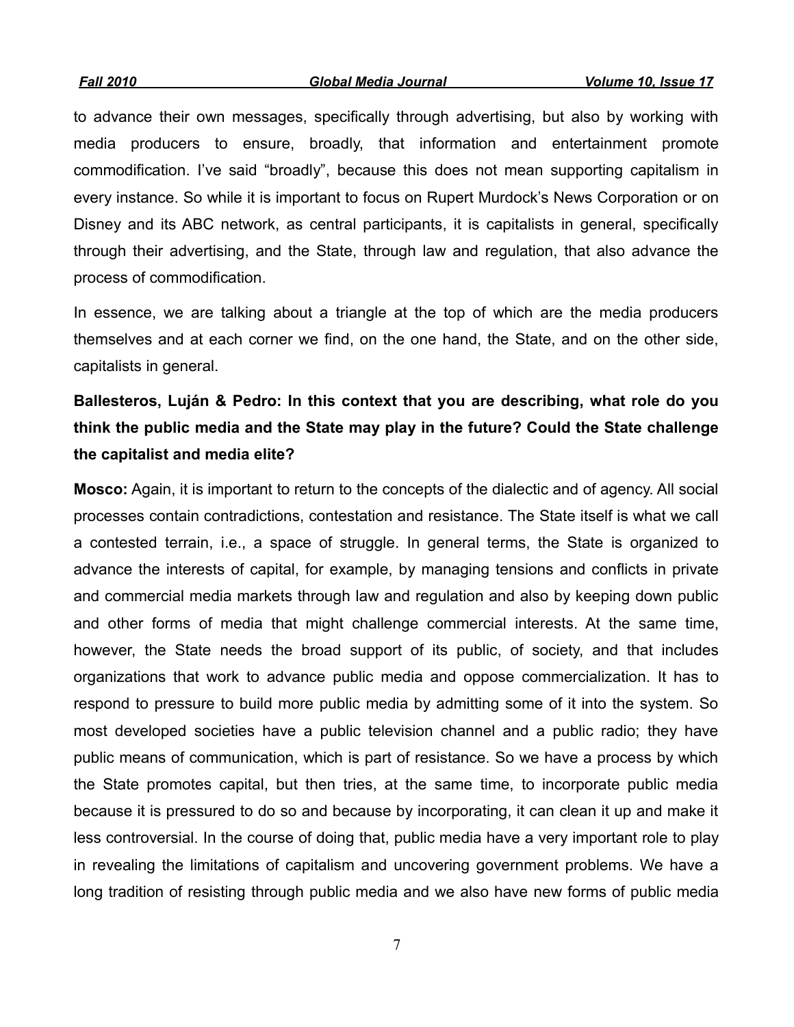to advance their own messages, specifically through advertising, but also by working with media producers to ensure, broadly, that information and entertainment promote commodification. I've said "broadly", because this does not mean supporting capitalism in every instance. So while it is important to focus on Rupert Murdock's News Corporation or on Disney and its ABC network, as central participants, it is capitalists in general, specifically through their advertising, and the State, through law and regulation, that also advance the process of commodification.

In essence, we are talking about a triangle at the top of which are the media producers themselves and at each corner we find, on the one hand, the State, and on the other side, capitalists in general.

**Ballesteros, Luján & Pedro: In this context that you are describing, what role do you think the public media and the State may play in the future? Could the State challenge the capitalist and media elite?**

**Mosco:** Again, it is important to return to the concepts of the dialectic and of agency. All social processes contain contradictions, contestation and resistance. The State itself is what we call a contested terrain, i.e., a space of struggle. In general terms, the State is organized to advance the interests of capital, for example, by managing tensions and conflicts in private and commercial media markets through law and regulation and also by keeping down public and other forms of media that might challenge commercial interests. At the same time, however, the State needs the broad support of its public, of society, and that includes organizations that work to advance public media and oppose commercialization. It has to respond to pressure to build more public media by admitting some of it into the system. So most developed societies have a public television channel and a public radio; they have public means of communication, which is part of resistance. So we have a process by which the State promotes capital, but then tries, at the same time, to incorporate public media because it is pressured to do so and because by incorporating, it can clean it up and make it less controversial. In the course of doing that, public media have a very important role to play in revealing the limitations of capitalism and uncovering government problems. We have a long tradition of resisting through public media and we also have new forms of public media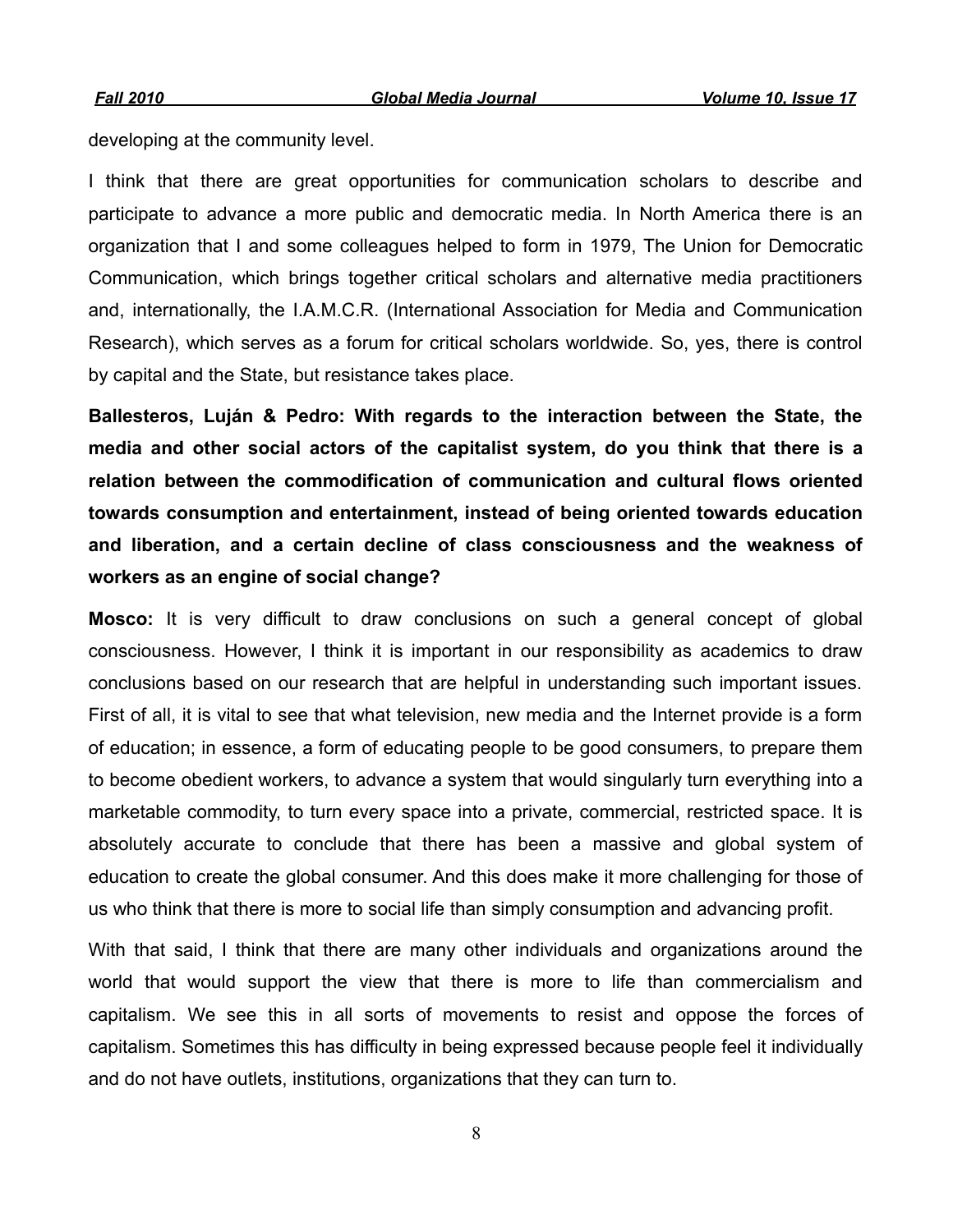developing at the community level.

I think that there are great opportunities for communication scholars to describe and participate to advance a more public and democratic media. In North America there is an organization that I and some colleagues helped to form in 1979, The Union for Democratic Communication, which brings together critical scholars and alternative media practitioners and, internationally, the I.A.M.C.R. (International Association for Media and Communication Research), which serves as a forum for critical scholars worldwide. So, yes, there is control by capital and the State, but resistance takes place.

**Ballesteros, Luján & Pedro: With regards to the interaction between the State, the media and other social actors of the capitalist system, do you think that there is a relation between the commodification of communication and cultural flows oriented towards consumption and entertainment, instead of being oriented towards education and liberation, and a certain decline of class consciousness and the weakness of workers as an engine of social change?**

**Mosco:** It is very difficult to draw conclusions on such a general concept of global consciousness. However, I think it is important in our responsibility as academics to draw conclusions based on our research that are helpful in understanding such important issues. First of all, it is vital to see that what television, new media and the Internet provide is a form of education; in essence, a form of educating people to be good consumers, to prepare them to become obedient workers, to advance a system that would singularly turn everything into a marketable commodity, to turn every space into a private, commercial, restricted space. It is absolutely accurate to conclude that there has been a massive and global system of education to create the global consumer. And this does make it more challenging for those of us who think that there is more to social life than simply consumption and advancing profit.

With that said, I think that there are many other individuals and organizations around the world that would support the view that there is more to life than commercialism and capitalism. We see this in all sorts of movements to resist and oppose the forces of capitalism. Sometimes this has difficulty in being expressed because people feel it individually and do not have outlets, institutions, organizations that they can turn to.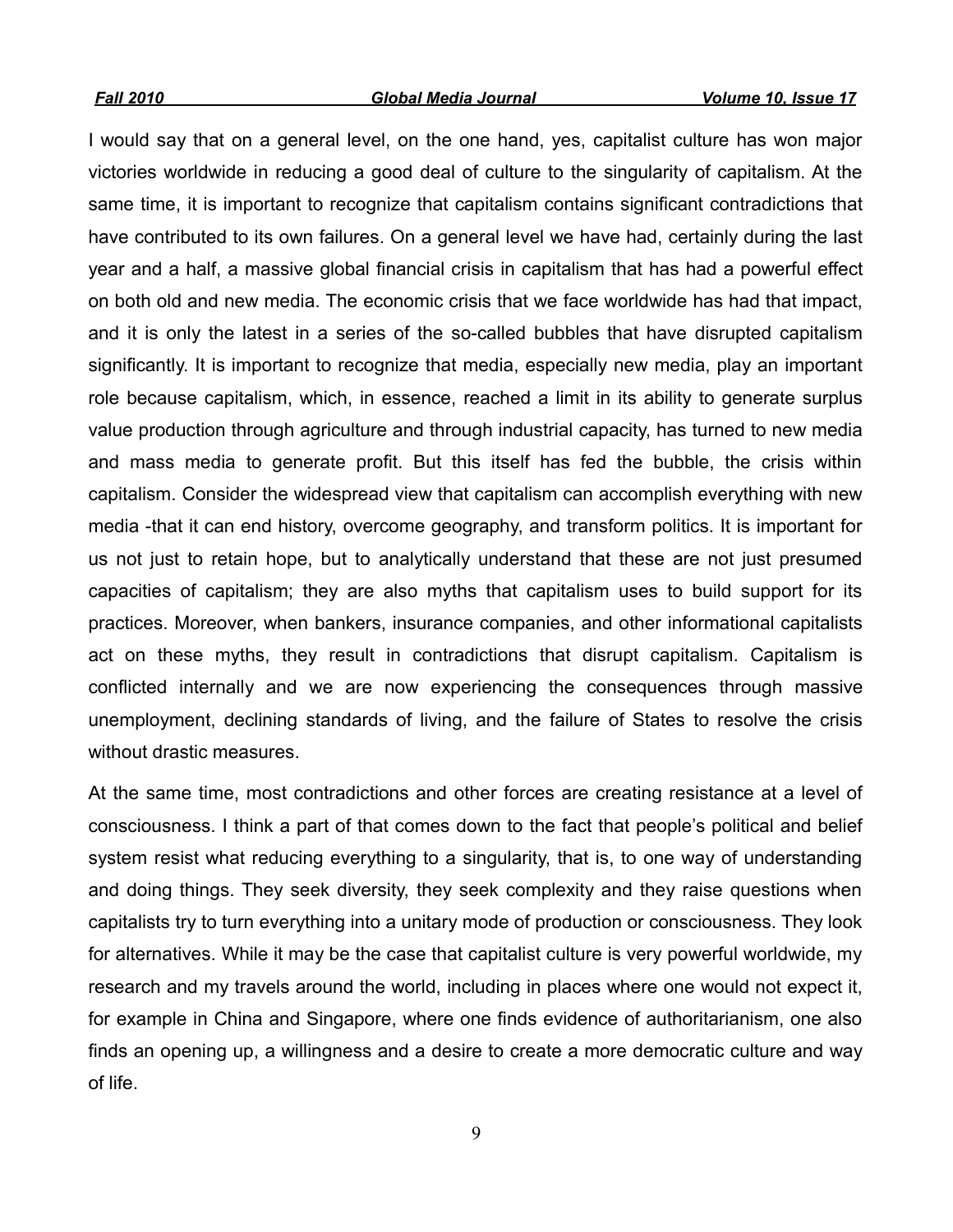I would say that on a general level, on the one hand, yes, capitalist culture has won major victories worldwide in reducing a good deal of culture to the singularity of capitalism. At the same time, it is important to recognize that capitalism contains significant contradictions that have contributed to its own failures. On a general level we have had, certainly during the last year and a half, a massive global financial crisis in capitalism that has had a powerful effect on both old and new media. The economic crisis that we face worldwide has had that impact, and it is only the latest in a series of the so-called bubbles that have disrupted capitalism significantly. It is important to recognize that media, especially new media, play an important role because capitalism, which, in essence, reached a limit in its ability to generate surplus value production through agriculture and through industrial capacity, has turned to new media and mass media to generate profit. But this itself has fed the bubble, the crisis within capitalism. Consider the widespread view that capitalism can accomplish everything with new media -that it can end history, overcome geography, and transform politics. It is important for us not just to retain hope, but to analytically understand that these are not just presumed capacities of capitalism; they are also myths that capitalism uses to build support for its practices. Moreover, when bankers, insurance companies, and other informational capitalists act on these myths, they result in contradictions that disrupt capitalism. Capitalism is conflicted internally and we are now experiencing the consequences through massive unemployment, declining standards of living, and the failure of States to resolve the crisis without drastic measures.

At the same time, most contradictions and other forces are creating resistance at a level of consciousness. I think a part of that comes down to the fact that people's political and belief system resist what reducing everything to a singularity, that is, to one way of understanding and doing things. They seek diversity, they seek complexity and they raise questions when capitalists try to turn everything into a unitary mode of production or consciousness. They look for alternatives. While it may be the case that capitalist culture is very powerful worldwide, my research and my travels around the world, including in places where one would not expect it, for example in China and Singapore, where one finds evidence of authoritarianism, one also finds an opening up, a willingness and a desire to create a more democratic culture and way of life.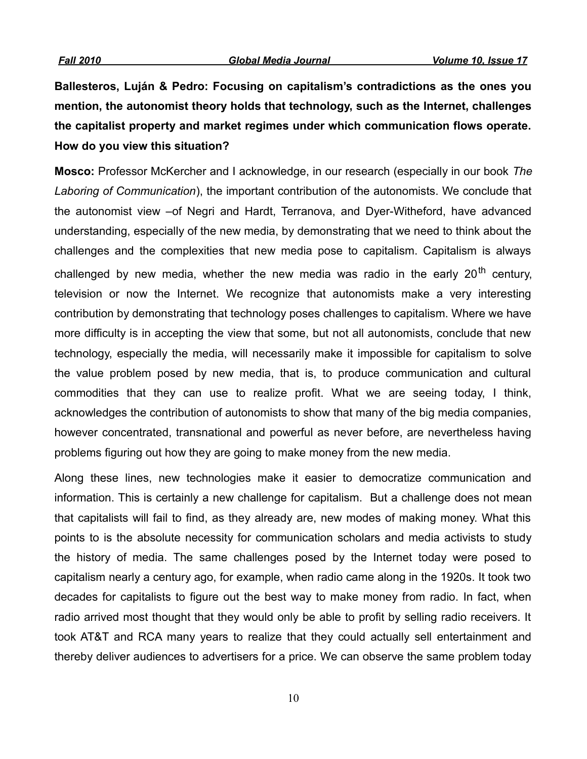**Ballesteros, Luján & Pedro: Focusing on capitalism's contradictions as the ones you mention, the autonomist theory holds that technology, such as the Internet, challenges the capitalist property and market regimes under which communication flows operate. How do you view this situation?**

**Mosco:** Professor McKercher and I acknowledge, in our research (especially in our book *The Laboring of Communication*), the important contribution of the autonomists. We conclude that the autonomist view –of Negri and Hardt, Terranova, and Dyer-Witheford, have advanced understanding, especially of the new media, by demonstrating that we need to think about the challenges and the complexities that new media pose to capitalism. Capitalism is always challenged by new media, whether the new media was radio in the early 20th century, television or now the Internet. We recognize that autonomists make a very interesting contribution by demonstrating that technology poses challenges to capitalism. Where we have more difficulty is in accepting the view that some, but not all autonomists, conclude that new technology, especially the media, will necessarily make it impossible for capitalism to solve the value problem posed by new media, that is, to produce communication and cultural commodities that they can use to realize profit. What we are seeing today, I think, acknowledges the contribution of autonomists to show that many of the big media companies, however concentrated, transnational and powerful as never before, are nevertheless having problems figuring out how they are going to make money from the new media.

Along these lines, new technologies make it easier to democratize communication and information. This is certainly a new challenge for capitalism. But a challenge does not mean that capitalists will fail to find, as they already are, new modes of making money. What this points to is the absolute necessity for communication scholars and media activists to study the history of media. The same challenges posed by the Internet today were posed to capitalism nearly a century ago, for example, when radio came along in the 1920s. It took two decades for capitalists to figure out the best way to make money from radio. In fact, when radio arrived most thought that they would only be able to profit by selling radio receivers. It took AT&T and RCA many years to realize that they could actually sell entertainment and thereby deliver audiences to advertisers for a price. We can observe the same problem today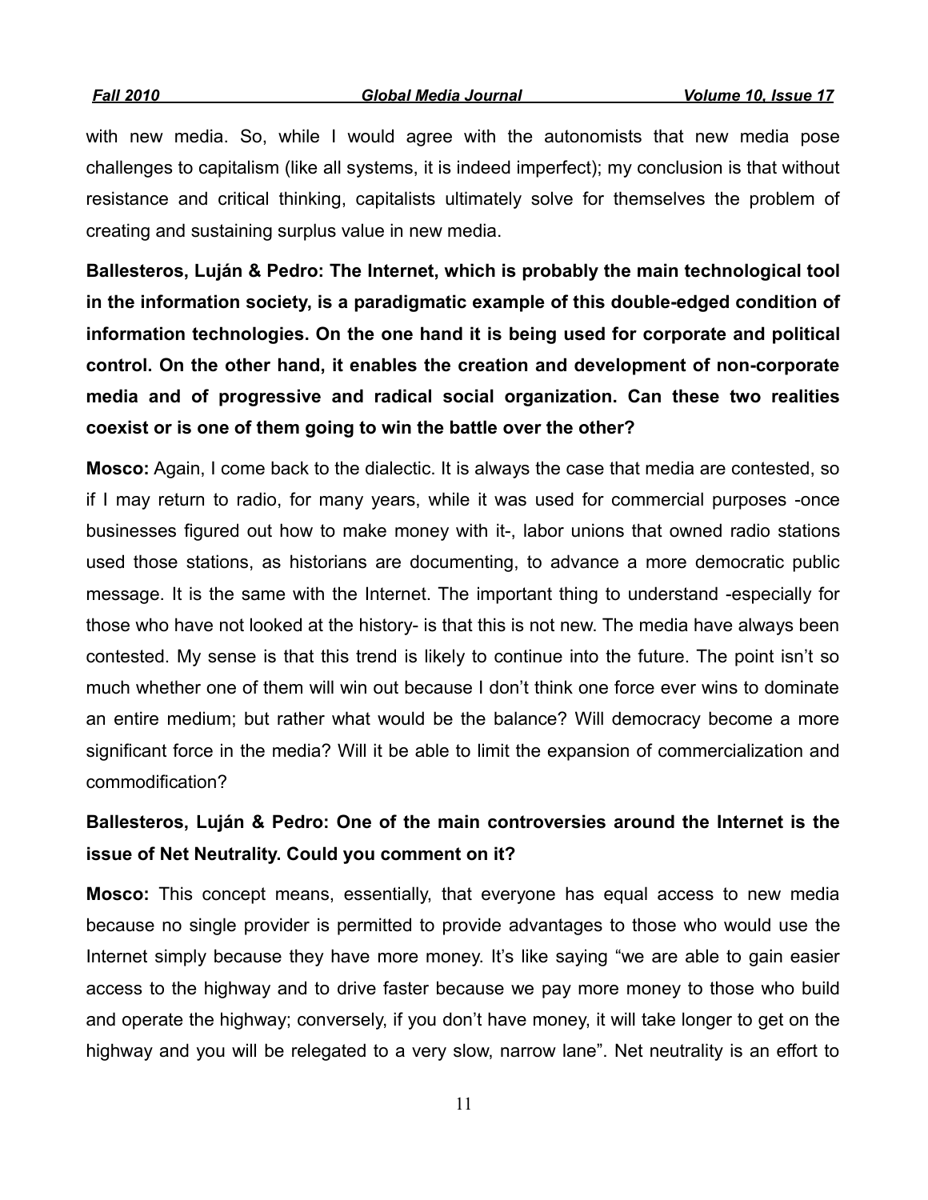with new media. So, while I would agree with the autonomists that new media pose challenges to capitalism (like all systems, it is indeed imperfect); my conclusion is that without resistance and critical thinking, capitalists ultimately solve for themselves the problem of creating and sustaining surplus value in new media.

**Ballesteros, Luján & Pedro: The Internet, which is probably the main technological tool in the information society, is a paradigmatic example of this double-edged condition of information technologies. On the one hand it is being used for corporate and political control. On the other hand, it enables the creation and development of non-corporate media and of progressive and radical social organization. Can these two realities coexist or is one of them going to win the battle over the other?**

**Mosco:** Again, I come back to the dialectic. It is always the case that media are contested, so if I may return to radio, for many years, while it was used for commercial purposes -once businesses figured out how to make money with it-, labor unions that owned radio stations used those stations, as historians are documenting, to advance a more democratic public message. It is the same with the Internet. The important thing to understand -especially for those who have not looked at the history- is that this is not new. The media have always been contested. My sense is that this trend is likely to continue into the future. The point isn't so much whether one of them will win out because I don't think one force ever wins to dominate an entire medium; but rather what would be the balance? Will democracy become a more significant force in the media? Will it be able to limit the expansion of commercialization and commodification?

**Ballesteros, Luján & Pedro: One of the main controversies around the Internet is the issue of Net Neutrality. Could you comment on it?**

**Mosco:** This concept means, essentially, that everyone has equal access to new media because no single provider is permitted to provide advantages to those who would use the Internet simply because they have more money. It's like saying "we are able to gain easier access to the highway and to drive faster because we pay more money to those who build and operate the highway; conversely, if you don't have money, it will take longer to get on the highway and you will be relegated to a very slow, narrow lane". Net neutrality is an effort to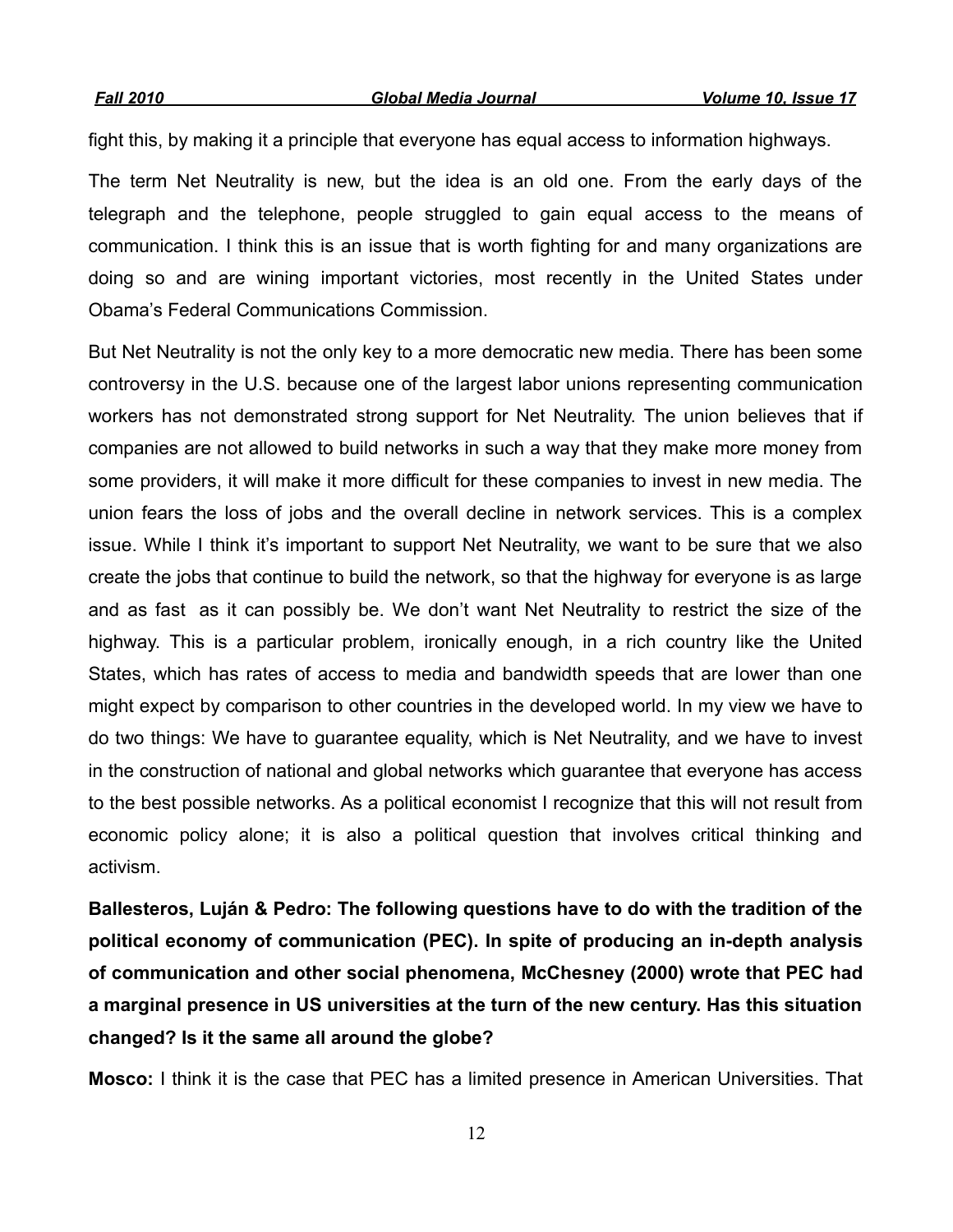fight this, by making it a principle that everyone has equal access to information highways.

The term Net Neutrality is new, but the idea is an old one. From the early days of the telegraph and the telephone, people struggled to gain equal access to the means of communication. I think this is an issue that is worth fighting for and many organizations are doing so and are wining important victories, most recently in the United States under Obama's Federal Communications Commission.

But Net Neutrality is not the only key to a more democratic new media. There has been some controversy in the U.S. because one of the largest labor unions representing communication workers has not demonstrated strong support for Net Neutrality. The union believes that if companies are not allowed to build networks in such a way that they make more money from some providers, it will make it more difficult for these companies to invest in new media. The union fears the loss of jobs and the overall decline in network services. This is a complex issue. While I think it's important to support Net Neutrality, we want to be sure that we also create the jobs that continue to build the network, so that the highway for everyone is as large and as fast as it can possibly be. We don't want Net Neutrality to restrict the size of the highway. This is a particular problem, ironically enough, in a rich country like the United States, which has rates of access to media and bandwidth speeds that are lower than one might expect by comparison to other countries in the developed world. In my view we have to do two things: We have to guarantee equality, which is Net Neutrality, and we have to invest in the construction of national and global networks which guarantee that everyone has access to the best possible networks. As a political economist I recognize that this will not result from economic policy alone; it is also a political question that involves critical thinking and activism.

**Ballesteros, Luján & Pedro: The following questions have to do with the tradition of the political economy of communication (PEC). In spite of producing an in-depth analysis of communication and other social phenomena, McChesney (2000) wrote that PEC had a marginal presence in US universities at the turn of the new century. Has this situation changed? Is it the same all around the globe?**

**Mosco:** I think it is the case that PEC has a limited presence in American Universities. That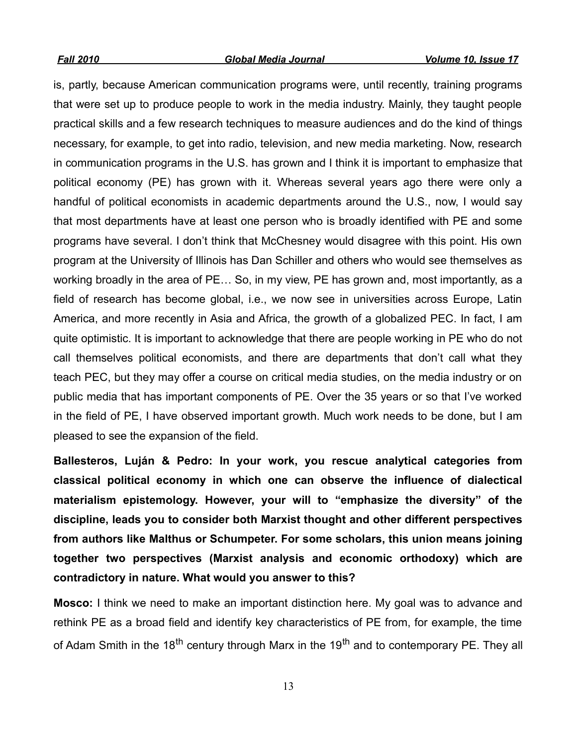is, partly, because American communication programs were, until recently, training programs that were set up to produce people to work in the media industry. Mainly, they taught people practical skills and a few research techniques to measure audiences and do the kind of things necessary, for example, to get into radio, television, and new media marketing. Now, research in communication programs in the U.S. has grown and I think it is important to emphasize that political economy (PE) has grown with it. Whereas several years ago there were only a handful of political economists in academic departments around the U.S., now, I would say that most departments have at least one person who is broadly identified with PE and some programs have several. I don't think that McChesney would disagree with this point. His own program at the University of Illinois has Dan Schiller and others who would see themselves as working broadly in the area of PE… So, in my view, PE has grown and, most importantly, as a field of research has become global, i.e., we now see in universities across Europe, Latin America, and more recently in Asia and Africa, the growth of a globalized PEC. In fact, I am quite optimistic. It is important to acknowledge that there are people working in PE who do not call themselves political economists, and there are departments that don't call what they teach PEC, but they may offer a course on critical media studies, on the media industry or on public media that has important components of PE. Over the 35 years or so that I've worked in the field of PE, I have observed important growth. Much work needs to be done, but I am pleased to see the expansion of the field.

**Ballesteros, Luján & Pedro: In your work, you rescue analytical categories from classical political economy in which one can observe the influence of dialectical materialism epistemology. However, your will to "emphasize the diversity" of the discipline, leads you to consider both Marxist thought and other different perspectives from authors like Malthus or Schumpeter. For some scholars, this union means joining together two perspectives (Marxist analysis and economic orthodoxy) which are contradictory in nature. What would you answer to this?**

**Mosco:** I think we need to make an important distinction here. My goal was to advance and rethink PE as a broad field and identify key characteristics of PE from, for example, the time of Adam Smith in the 18th century through Marx in the 19th and to contemporary PE. They all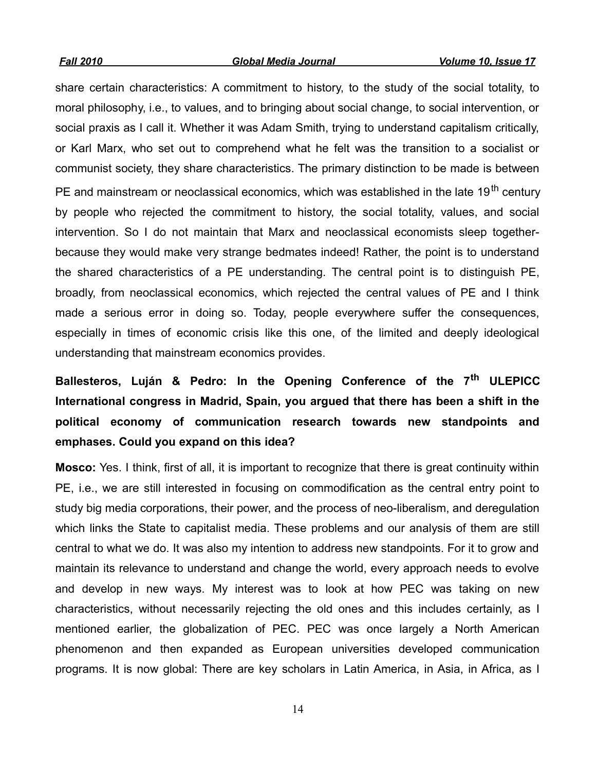share certain characteristics: A commitment to history, to the study of the social totality, to moral philosophy, i.e., to values, and to bringing about social change, to social intervention, or social praxis as I call it. Whether it was Adam Smith, trying to understand capitalism critically, or Karl Marx, who set out to comprehend what he felt was the transition to a socialist or communist society, they share characteristics. The primary distinction to be made is between PE and mainstream or neoclassical economics, which was established in the late 19th century by people who rejected the commitment to history, the social totality, values, and social intervention. So I do not maintain that Marx and neoclassical economists sleep together-because they would make very strange bedmates indeed! Rather, the point is to understand the shared characteristics of a PE understanding. The central point is to distinguish PE, broadly, from neoclassical economics, which rejected the central values of PE and I think made a serious error in doing so. Today, people everywhere suffer the consequences, especially in times of economic crisis like this one, of the limited and deeply ideological understanding that mainstream economics provides.

**Ballesteros, Luján & Pedro: In the Opening Conference of the 7th ULEPICC International congress in Madrid, Spain, you argued that there has been a shift in the political economy of communication research towards new standpoints and emphases. Could you expand on this idea?**

**Mosco:** Yes. I think, first of all, it is important to recognize that there is great continuity within PE, i.e., we are still interested in focusing on commodification as the central entry point to study big media corporations, their power, and the process of neo-liberalism, and deregulation which links the State to capitalist media. These problems and our analysis of them are still central to what we do. It was also my intention to address new standpoints. For it to grow and maintain its relevance to understand and change the world, every approach needs to evolve and develop in new ways. My interest was to look at how PEC was taking on new characteristics, without necessarily rejecting the old ones and this includes certainly, as I mentioned earlier, the globalization of PEC. PEC was once largely a North American phenomenon and then expanded as European universities developed communication programs. It is now global: There are key scholars in Latin America, in Asia, in Africa, as I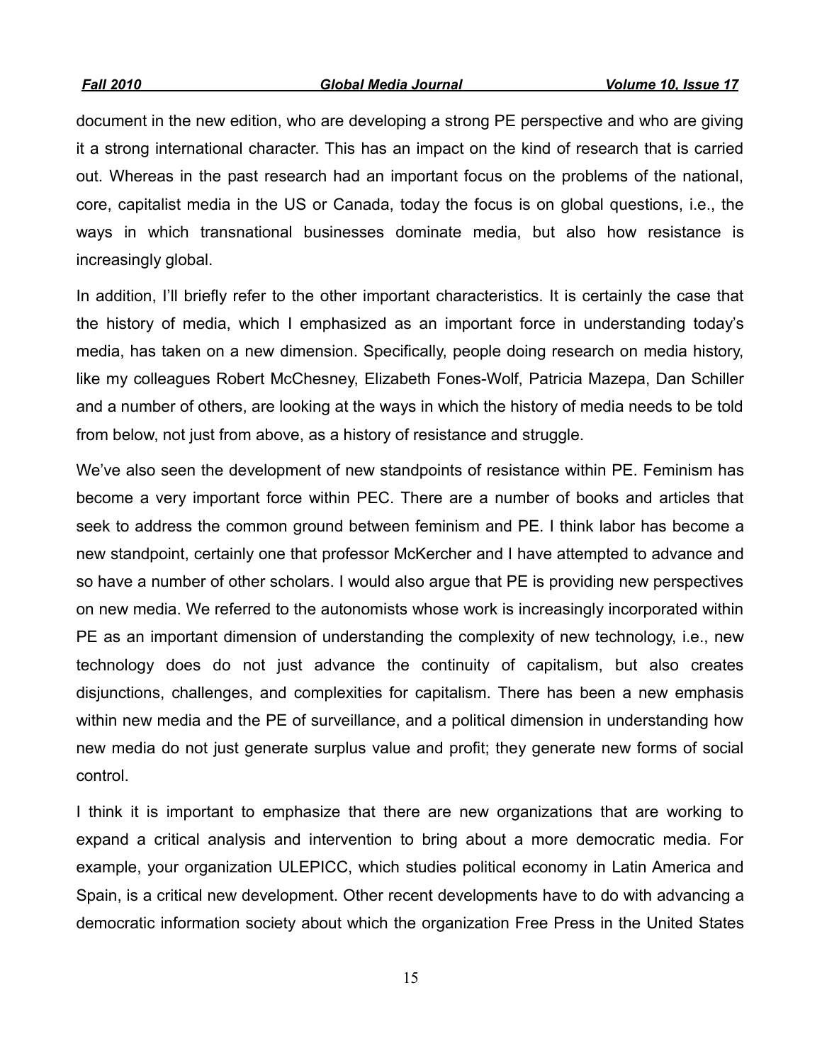document in the new edition, who are developing a strong PE perspective and who are giving it a strong international character. This has an impact on the kind of research that is carried out. Whereas in the past research had an important focus on the problems of the national, core, capitalist media in the US or Canada, today the focus is on global questions, i.e., the ways in which transnational businesses dominate media, but also how resistance is increasingly global.

In addition, I'll briefly refer to the other important characteristics. It is certainly the case that the history of media, which I emphasized as an important force in understanding today's media, has taken on a new dimension. Specifically, people doing research on media history, like my colleagues Robert McChesney, Elizabeth Fones-Wolf, Patricia Mazepa, Dan Schiller and a number of others, are looking at the ways in which the history of media needs to be told from below, not just from above, as a history of resistance and struggle.

We've also seen the development of new standpoints of resistance within PE. Feminism has become a very important force within PEC. There are a number of books and articles that seek to address the common ground between feminism and PE. I think labor has become a new standpoint, certainly one that professor McKercher and I have attempted to advance and so have a number of other scholars. I would also argue that PE is providing new perspectives on new media. We referred to the autonomists whose work is increasingly incorporated within PE as an important dimension of understanding the complexity of new technology, i.e., new technology does do not just advance the continuity of capitalism, but also creates disjunctions, challenges, and complexities for capitalism. There has been a new emphasis within new media and the PE of surveillance, and a political dimension in understanding how new media do not just generate surplus value and profit; they generate new forms of social control.

I think it is important to emphasize that there are new organizations that are working to expand a critical analysis and intervention to bring about a more democratic media. For example, your organization ULEPICC, which studies political economy in Latin America and Spain, is a critical new development. Other recent developments have to do with advancing a democratic information society about which the organization Free Press in the United States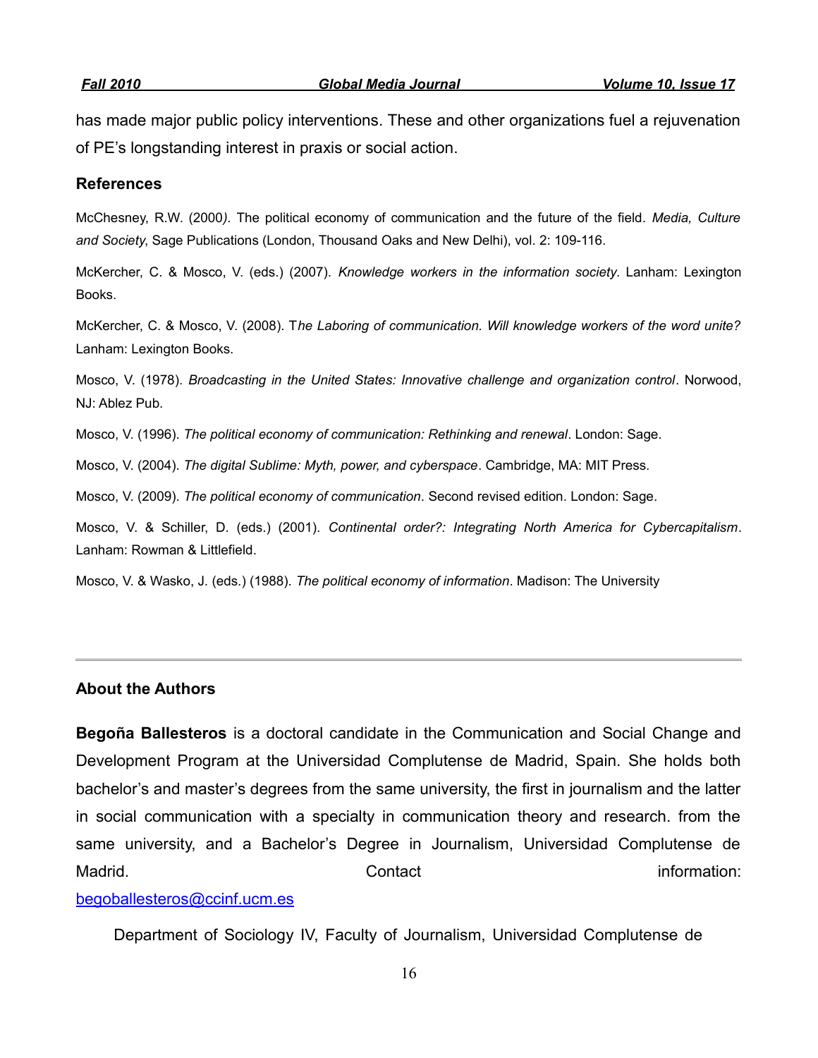has made major public policy interventions. These and other organizations fuel a rejuvenation of PE's longstanding interest in praxis or social action.

## References

McChesney, R.W. (2000*)*. The political economy of communication and the future of the field. *Media, Culture and Society*, Sage Publications (London, Thousand Oaks and New Delhi), vol. 2: 109-116.

McKercher, C. & Mosco, V. (eds.) (2007). *Knowledge workers in the information society*. Lanham: Lexington Books.

McKercher, C. & Mosco, V. (2008). T*he Laboring of communication. Will knowledge workers of the word unite?* Lanham: Lexington Books.

Mosco, V. (1978). *Broadcasting in the United States: Innovative challenge and organization control*. Norwood, NJ: Ablez Pub.

Mosco, V. (1996). *The political economy of communication: Rethinking and renewal*. London: Sage.

Mosco, V. (2004). *The digital Sublime: Myth, power, and cyberspace*. Cambridge, MA: MIT Press.

Mosco, V. (2009). *The political economy of communication*. Second revised edition. London: Sage.

Mosco, V. & Schiller, D. (eds.) (2001). *Continental order?: Integrating North America for Cybercapitalism*. Lanham: Rowman & Littlefield.

Mosco, V. & Wasko, J. (eds.) (1988). *The political economy of information*. Madison: The University

---

## About the Authors

**Begoña Ballesteros** is a doctoral candidate in the Communication and Social Change and Development Program at the Universidad Complutense de Madrid, Spain. She holds both bachelor's and master's degrees from the same university, the first in journalism and the latter in social communication with a specialty in communication theory and research. from the same university, and a Bachelor's Degree in Journalism, Universidad Complutense de Madrid. Contact information: begoballesteros@ccinf.ucm.es

Department of Sociology IV, Faculty of Journalism, Universidad Complutense de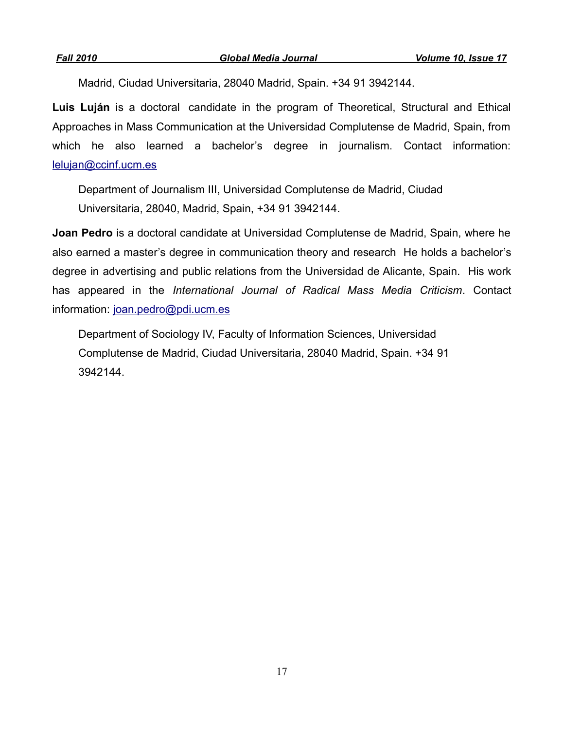Madrid, Ciudad Universitaria, 28040 Madrid, Spain. +34 91 3942144.

**Luis Luján** is a doctoral candidate in the program of Theoretical, Structural and Ethical Approaches in Mass Communication at the Universidad Complutense de Madrid, Spain, from which he also learned a bachelor's degree in journalism. Contact information: lelujan@ccinf.ucm.es

Department of Journalism III, Universidad Complutense de Madrid, Ciudad Universitaria, 28040, Madrid, Spain, +34 91 3942144.

**Joan Pedro** is a doctoral candidate at Universidad Complutense de Madrid, Spain, where he also earned a master's degree in communication theory and research He holds a bachelor's degree in advertising and public relations from the Universidad de Alicante, Spain. His work has appeared in the *International Journal of Radical Mass Media Criticism*. Contact information: joan.pedro@pdi.ucm.es

Department of Sociology IV, Faculty of Information Sciences, Universidad Complutense de Madrid, Ciudad Universitaria, 28040 Madrid, Spain. +34 91 3942144.